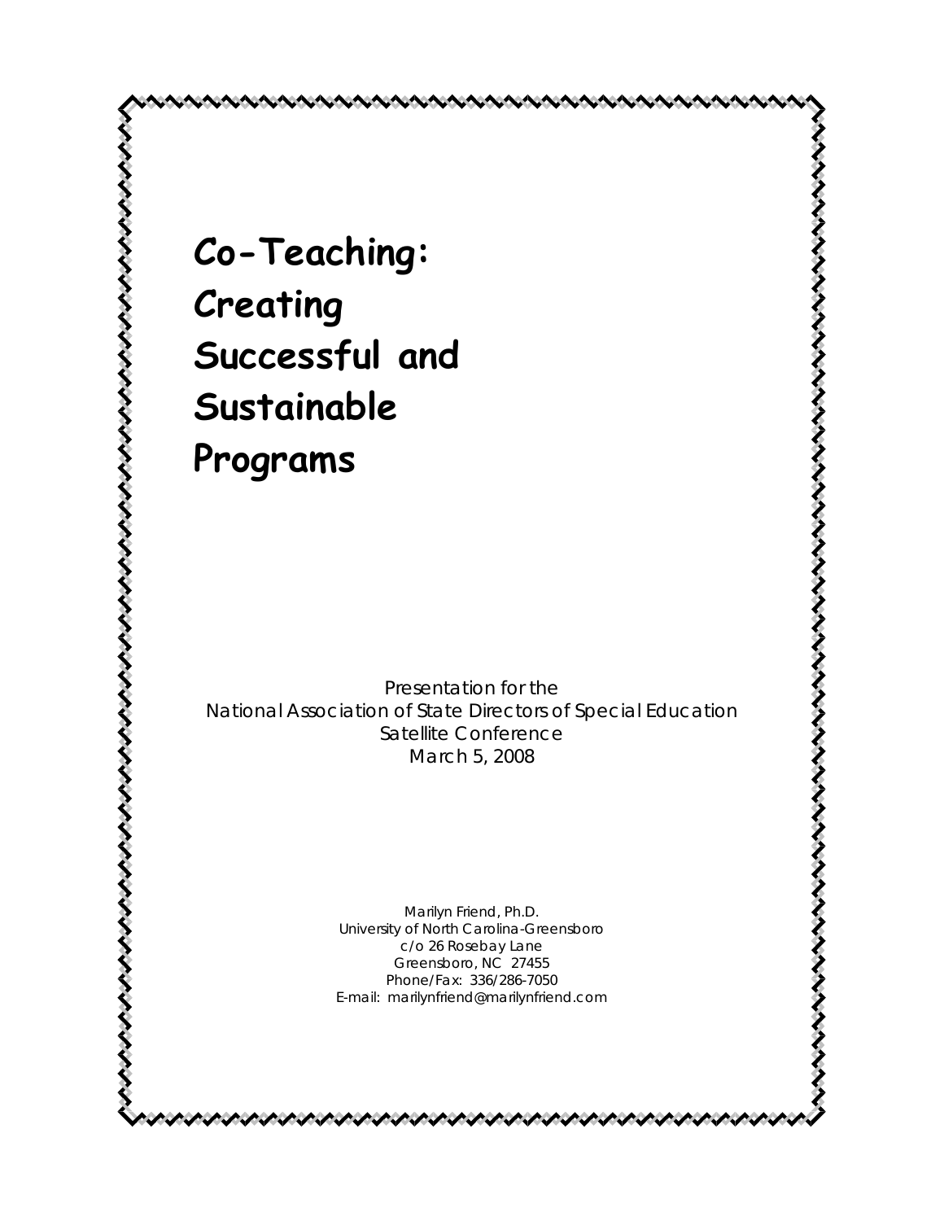# Co-Teaching: Creating Successful and Sustainable Programs

Presentation for the
National Association of State Directors of Special Education
Satellite Conference
March 5, 2008

Marilyn Friend, Ph.D.
University of North Carolina-Greensboro
c/o 26 Rosebay Lane
Greensboro, NC 27455
Phone/Fax: 336/286-7050
E-mail: marilynfriend@marilynfriend.com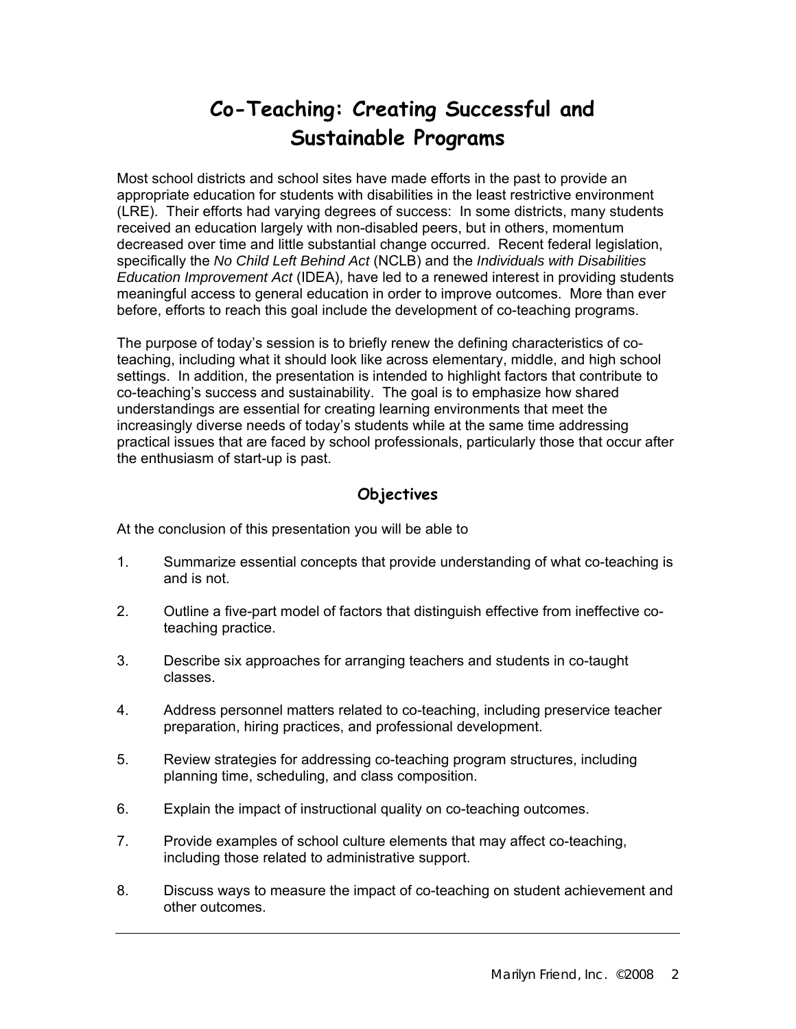# Co-Teaching: Creating Successful and Sustainable Programs

Most school districts and school sites have made efforts in the past to provide an appropriate education for students with disabilities in the least restrictive environment (LRE). Their efforts had varying degrees of success: In some districts, many students received an education largely with non-disabled peers, but in others, momentum decreased over time and little substantial change occurred. Recent federal legislation, specifically the *No Child Left Behind Act* (NCLB) and the *Individuals with Disabilities Education Improvement Act* (IDEA), have led to a renewed interest in providing students meaningful access to general education in order to improve outcomes. More than ever before, efforts to reach this goal include the development of co-teaching programs.

The purpose of today's session is to briefly renew the defining characteristics of co-teaching, including what it should look like across elementary, middle, and high school settings. In addition, the presentation is intended to highlight factors that contribute to co-teaching's success and sustainability. The goal is to emphasize how shared understandings are essential for creating learning environments that meet the increasingly diverse needs of today's students while at the same time addressing practical issues that are faced by school professionals, particularly those that occur after the enthusiasm of start-up is past.

## Objectives

At the conclusion of this presentation you will be able to

1. Summarize essential concepts that provide understanding of what co-teaching is and is not.
2. Outline a five-part model of factors that distinguish effective from ineffective co-teaching practice.
3. Describe six approaches for arranging teachers and students in co-taught classes.
4. Address personnel matters related to co-teaching, including preservice teacher preparation, hiring practices, and professional development.
5. Review strategies for addressing co-teaching program structures, including planning time, scheduling, and class composition.
6. Explain the impact of instructional quality on co-teaching outcomes.
7. Provide examples of school culture elements that may affect co-teaching, including those related to administrative support.
8. Discuss ways to measure the impact of co-teaching on student achievement and other outcomes.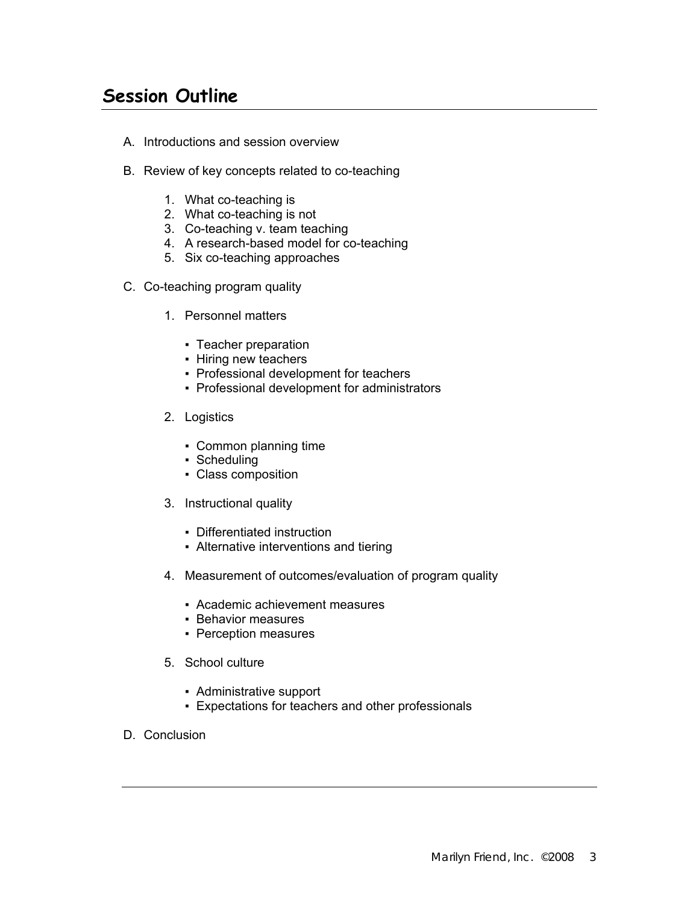## Session Outline

A. Introductions and session overview

B. Review of key concepts related to co-teaching

   1. What co-teaching is
   2. What co-teaching is not
   3. Co-teaching v. team teaching
   4. A research-based model for co-teaching
   5. Six co-teaching approaches

C. Co-teaching program quality

   1. Personnel matters

      - Teacher preparation
      - Hiring new teachers
      - Professional development for teachers
      - Professional development for administrators

   2. Logistics

      - Common planning time
      - Scheduling
      - Class composition

   3. Instructional quality

      - Differentiated instruction
      - Alternative interventions and tiering

   4. Measurement of outcomes/evaluation of program quality

      - Academic achievement measures
      - Behavior measures
      - Perception measures

   5. School culture

      - Administrative support
      - Expectations for teachers and other professionals

D. Conclusion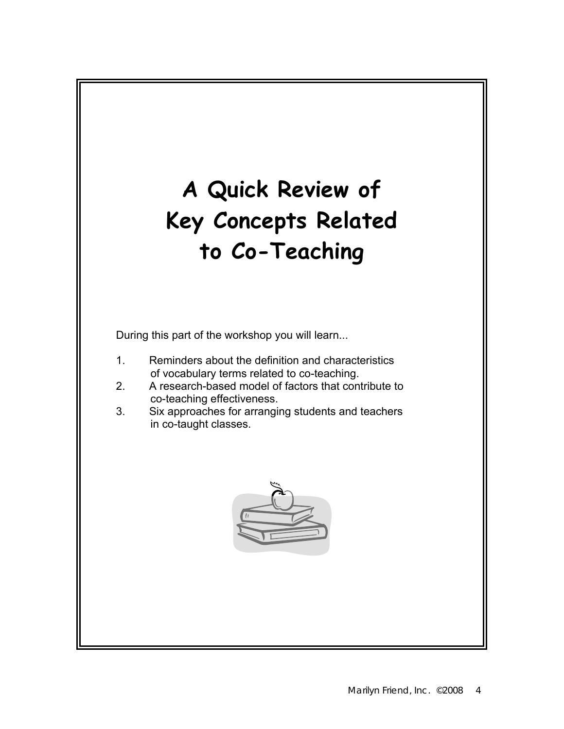# A Quick Review of Key Concepts Related to Co-Teaching

During this part of the workshop you will learn...

1. Reminders about the definition and characteristics of vocabulary terms related to co-teaching.
2. A research-based model of factors that contribute to co-teaching effectiveness.
3. Six approaches for arranging students and teachers in co-taught classes.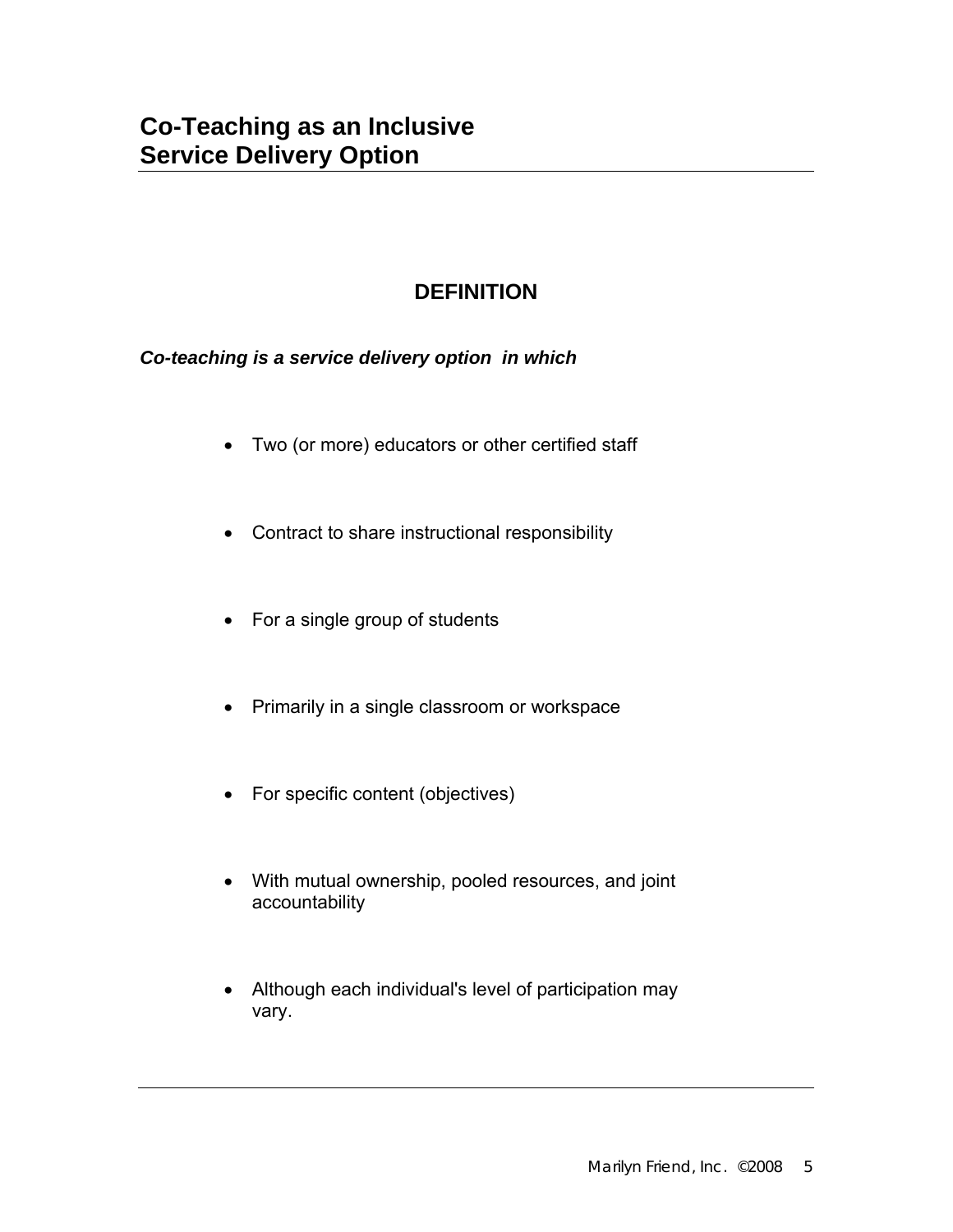# Co-Teaching as an Inclusive Service Delivery Option

## DEFINITION

***Co-teaching is a service delivery option in which***

- Two (or more) educators or other certified staff
- Contract to share instructional responsibility
- For a single group of students
- Primarily in a single classroom or workspace
- For specific content (objectives)
- With mutual ownership, pooled resources, and joint accountability
- Although each individual's level of participation may vary.

Marilyn Friend, Inc. ©2008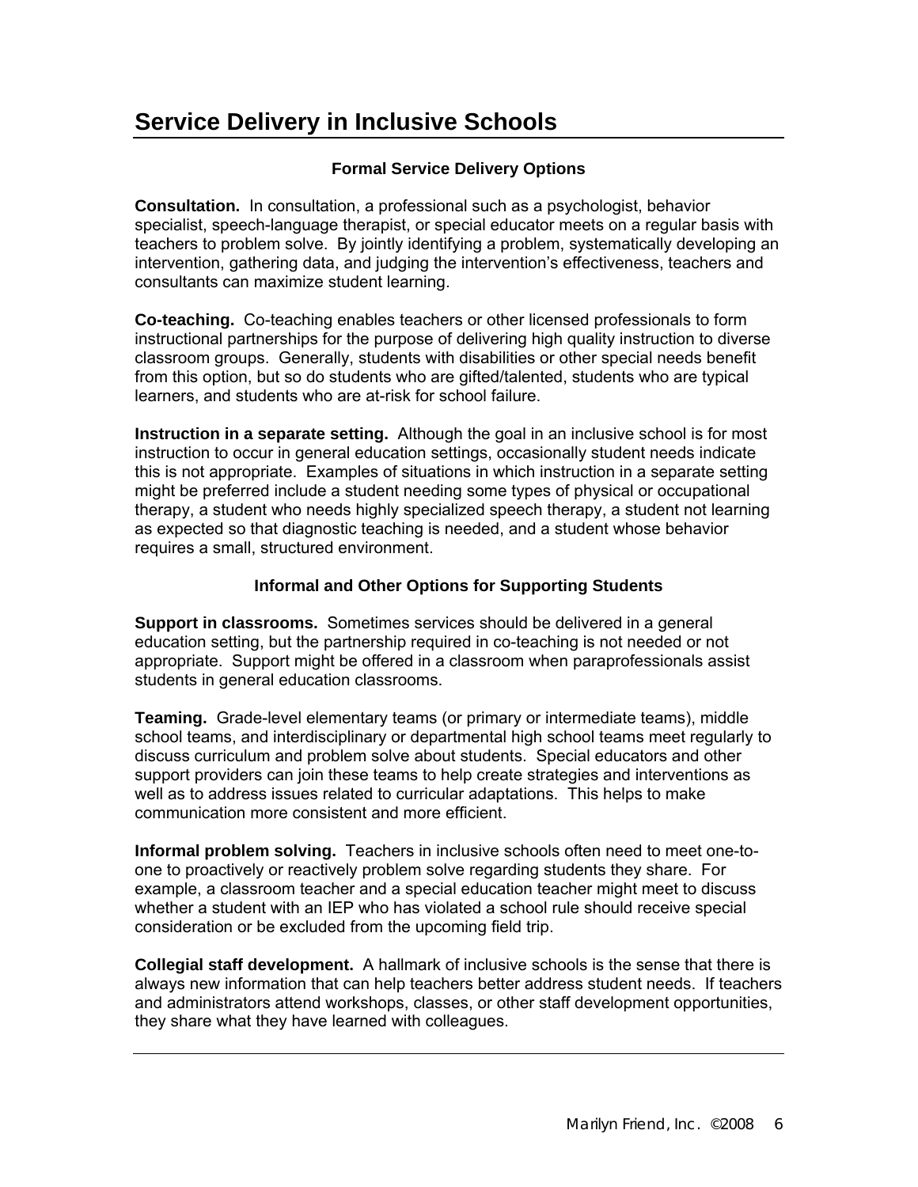# Service Delivery in Inclusive Schools

### Formal Service Delivery Options

**Consultation.** In consultation, a professional such as a psychologist, behavior specialist, speech-language therapist, or special educator meets on a regular basis with teachers to problem solve. By jointly identifying a problem, systematically developing an intervention, gathering data, and judging the intervention's effectiveness, teachers and consultants can maximize student learning.

**Co-teaching.** Co-teaching enables teachers or other licensed professionals to form instructional partnerships for the purpose of delivering high quality instruction to diverse classroom groups. Generally, students with disabilities or other special needs benefit from this option, but so do students who are gifted/talented, students who are typical learners, and students who are at-risk for school failure.

**Instruction in a separate setting.** Although the goal in an inclusive school is for most instruction to occur in general education settings, occasionally student needs indicate this is not appropriate. Examples of situations in which instruction in a separate setting might be preferred include a student needing some types of physical or occupational therapy, a student who needs highly specialized speech therapy, a student not learning as expected so that diagnostic teaching is needed, and a student whose behavior requires a small, structured environment.

### Informal and Other Options for Supporting Students

**Support in classrooms.** Sometimes services should be delivered in a general education setting, but the partnership required in co-teaching is not needed or not appropriate. Support might be offered in a classroom when paraprofessionals assist students in general education classrooms.

**Teaming.** Grade-level elementary teams (or primary or intermediate teams), middle school teams, and interdisciplinary or departmental high school teams meet regularly to discuss curriculum and problem solve about students. Special educators and other support providers can join these teams to help create strategies and interventions as well as to address issues related to curricular adaptations. This helps to make communication more consistent and more efficient.

**Informal problem solving.** Teachers in inclusive schools often need to meet one-to-one to proactively or reactively problem solve regarding students they share. For example, a classroom teacher and a special education teacher might meet to discuss whether a student with an IEP who has violated a school rule should receive special consideration or be excluded from the upcoming field trip.

**Collegial staff development.** A hallmark of inclusive schools is the sense that there is always new information that can help teachers better address student needs. If teachers and administrators attend workshops, classes, or other staff development opportunities, they share what they have learned with colleagues.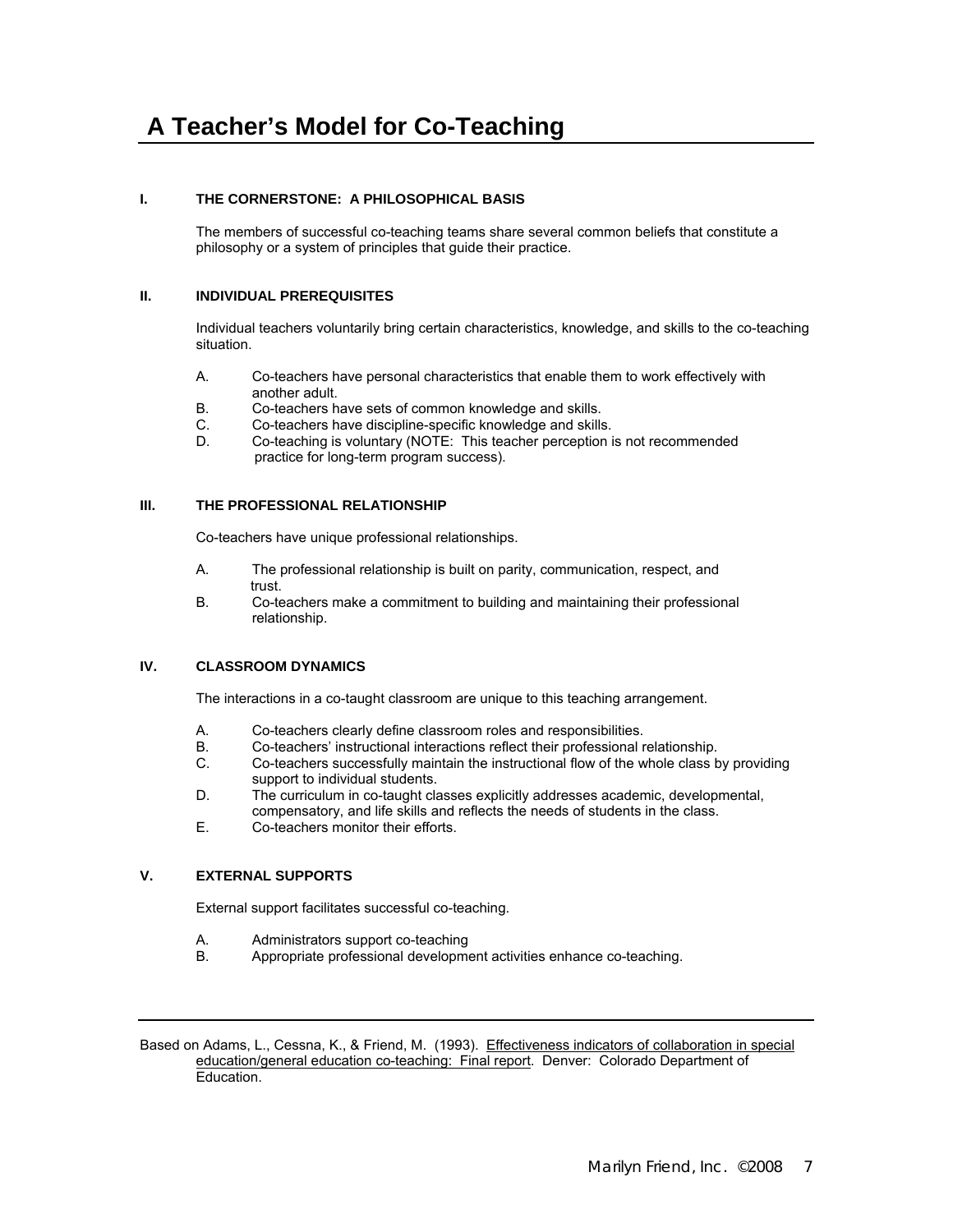# A Teacher's Model for Co-Teaching

## I. THE CORNERSTONE: A PHILOSOPHICAL BASIS

The members of successful co-teaching teams share several common beliefs that constitute a philosophy or a system of principles that guide their practice.

## II. INDIVIDUAL PREREQUISITES

Individual teachers voluntarily bring certain characteristics, knowledge, and skills to the co-teaching situation.

A. Co-teachers have personal characteristics that enable them to work effectively with another adult.
B. Co-teachers have sets of common knowledge and skills.
C. Co-teachers have discipline-specific knowledge and skills.
D. Co-teaching is voluntary (NOTE: This teacher perception is not recommended practice for long-term program success).

## III. THE PROFESSIONAL RELATIONSHIP

Co-teachers have unique professional relationships.

A. The professional relationship is built on parity, communication, respect, and trust.
B. Co-teachers make a commitment to building and maintaining their professional relationship.

## IV. CLASSROOM DYNAMICS

The interactions in a co-taught classroom are unique to this teaching arrangement.

A. Co-teachers clearly define classroom roles and responsibilities.
B. Co-teachers' instructional interactions reflect their professional relationship.
C. Co-teachers successfully maintain the instructional flow of the whole class by providing support to individual students.
D. The curriculum in co-taught classes explicitly addresses academic, developmental, compensatory, and life skills and reflects the needs of students in the class.
E. Co-teachers monitor their efforts.

## V. EXTERNAL SUPPORTS

External support facilitates successful co-teaching.

A. Administrators support co-teaching
B. Appropriate professional development activities enhance co-teaching.

---

Based on Adams, L., Cessna, K., & Friend, M. (1993). Effectiveness indicators of collaboration in special education/general education co-teaching: Final report. Denver: Colorado Department of Education.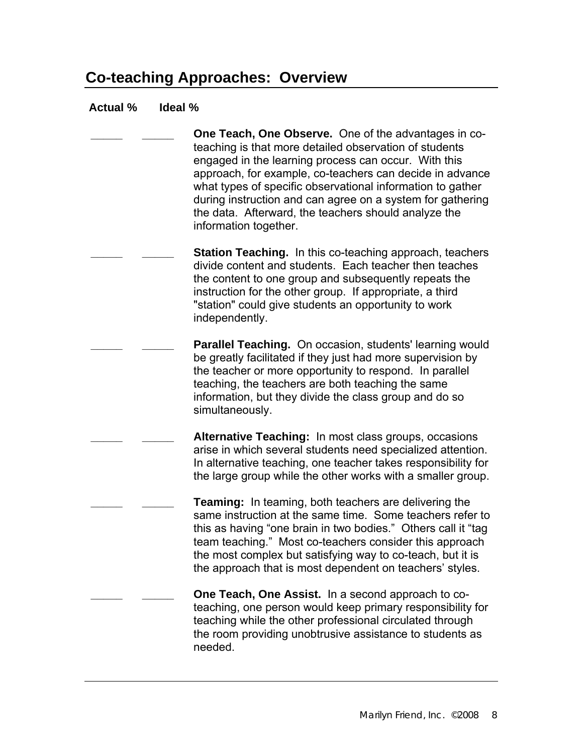## Co-teaching Approaches: Overview

| Actual % | Ideal % | |
|---|---|---|
| _____ | _____ | **One Teach, One Observe.** One of the advantages in co-teaching is that more detailed observation of students engaged in the learning process can occur. With this approach, for example, co-teachers can decide in advance what types of specific observational information to gather during instruction and can agree on a system for gathering the data. Afterward, the teachers should analyze the information together. |
| _____ | _____ | **Station Teaching.** In this co-teaching approach, teachers divide content and students. Each teacher then teaches the content to one group and subsequently repeats the instruction for the other group. If appropriate, a third "station" could give students an opportunity to work independently. |
| _____ | _____ | **Parallel Teaching.** On occasion, students' learning would be greatly facilitated if they just had more supervision by the teacher or more opportunity to respond. In parallel teaching, the teachers are both teaching the same information, but they divide the class group and do so simultaneously. |
| _____ | _____ | **Alternative Teaching:** In most class groups, occasions arise in which several students need specialized attention. In alternative teaching, one teacher takes responsibility for the large group while the other works with a smaller group. |
| _____ | _____ | **Teaming:** In teaming, both teachers are delivering the same instruction at the same time. Some teachers refer to this as having "one brain in two bodies." Others call it "tag team teaching." Most co-teachers consider this approach the most complex but satisfying way to co-teach, but it is the approach that is most dependent on teachers' styles. |
| _____ | _____ | **One Teach, One Assist.** In a second approach to co-teaching, one person would keep primary responsibility for teaching while the other professional circulated through the room providing unobtrusive assistance to students as needed. |

Marilyn Friend, Inc. ©2008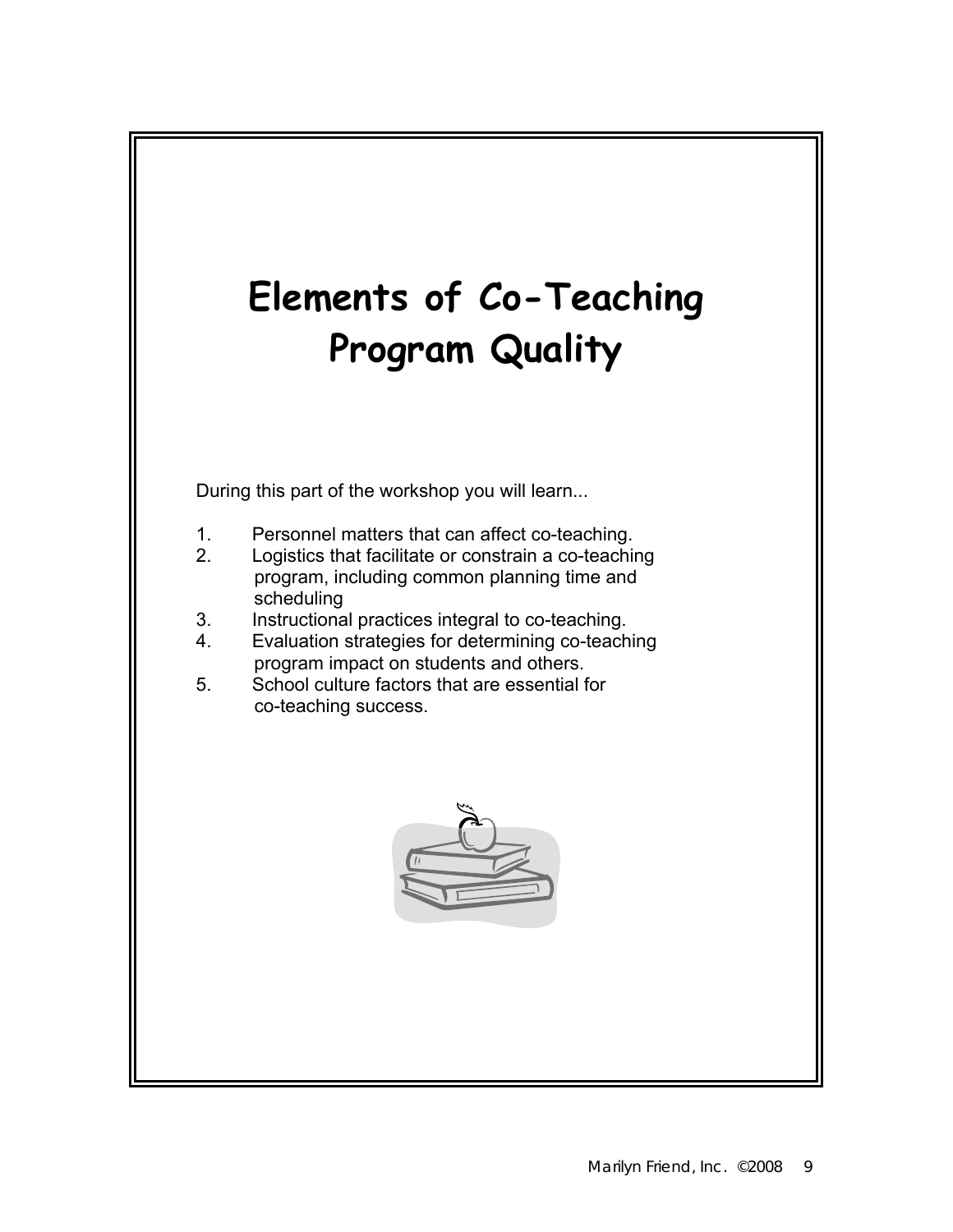# Elements of Co-Teaching Program Quality

During this part of the workshop you will learn...

1. Personnel matters that can affect co-teaching.
2. Logistics that facilitate or constrain a co-teaching program, including common planning time and scheduling
3. Instructional practices integral to co-teaching.
4. Evaluation strategies for determining co-teaching program impact on students and others.
5. School culture factors that are essential for co-teaching success.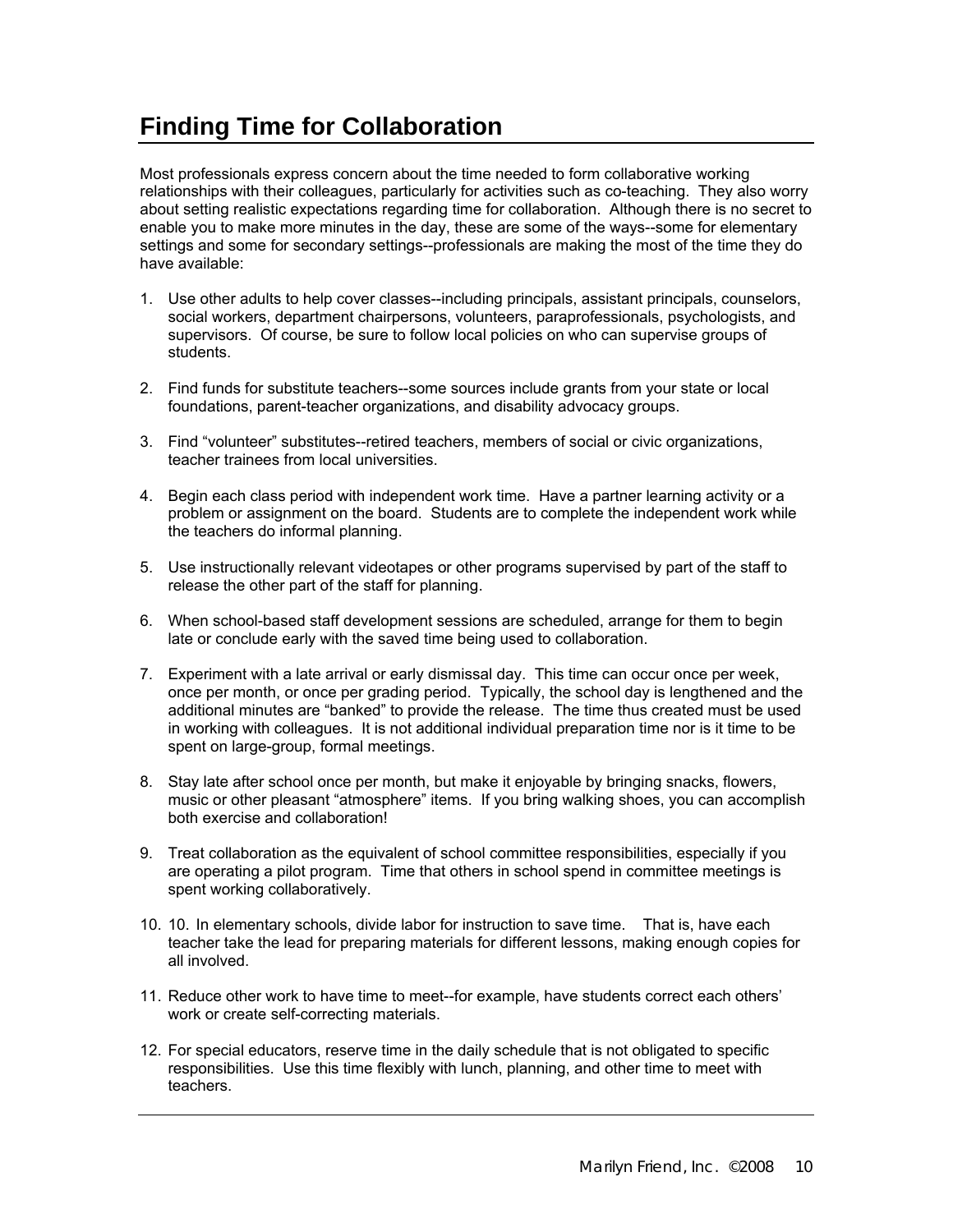# Finding Time for Collaboration

Most professionals express concern about the time needed to form collaborative working relationships with their colleagues, particularly for activities such as co-teaching. They also worry about setting realistic expectations regarding time for collaboration. Although there is no secret to enable you to make more minutes in the day, these are some of the ways--some for elementary settings and some for secondary settings--professionals are making the most of the time they do have available:

1. Use other adults to help cover classes--including principals, assistant principals, counselors, social workers, department chairpersons, volunteers, paraprofessionals, psychologists, and supervisors. Of course, be sure to follow local policies on who can supervise groups of students.

2. Find funds for substitute teachers--some sources include grants from your state or local foundations, parent-teacher organizations, and disability advocacy groups.

3. Find "volunteer" substitutes--retired teachers, members of social or civic organizations, teacher trainees from local universities.

4. Begin each class period with independent work time. Have a partner learning activity or a problem or assignment on the board. Students are to complete the independent work while the teachers do informal planning.

5. Use instructionally relevant videotapes or other programs supervised by part of the staff to release the other part of the staff for planning.

6. When school-based staff development sessions are scheduled, arrange for them to begin late or conclude early with the saved time being used to collaboration.

7. Experiment with a late arrival or early dismissal day. This time can occur once per week, once per month, or once per grading period. Typically, the school day is lengthened and the additional minutes are "banked" to provide the release. The time thus created must be used in working with colleagues. It is not additional individual preparation time nor is it time to be spent on large-group, formal meetings.

8. Stay late after school once per month, but make it enjoyable by bringing snacks, flowers, music or other pleasant "atmosphere" items. If you bring walking shoes, you can accomplish both exercise and collaboration!

9. Treat collaboration as the equivalent of school committee responsibilities, especially if you are operating a pilot program. Time that others in school spend in committee meetings is spent working collaboratively.

10. 10. In elementary schools, divide labor for instruction to save time. That is, have each teacher take the lead for preparing materials for different lessons, making enough copies for all involved.

11. Reduce other work to have time to meet--for example, have students correct each others' work or create self-correcting materials.

12. For special educators, reserve time in the daily schedule that is not obligated to specific responsibilities. Use this time flexibly with lunch, planning, and other time to meet with teachers.

Marilyn Friend, Inc. ©2008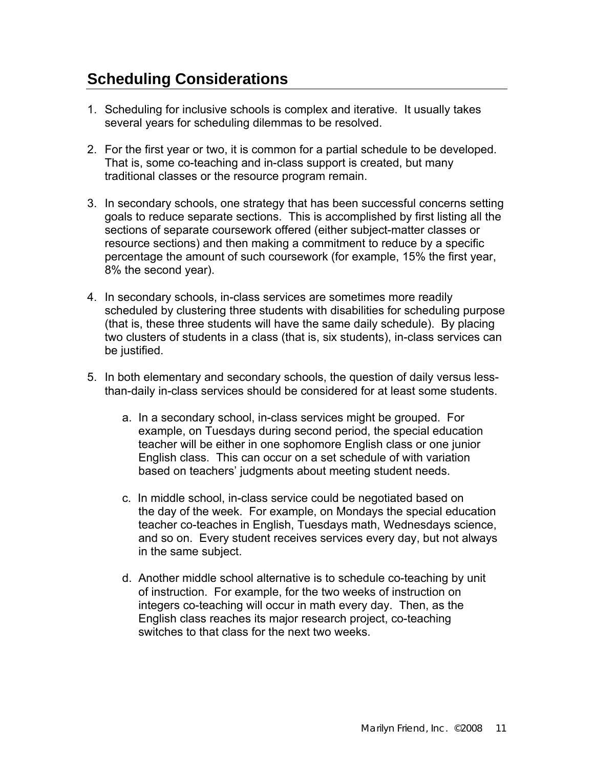## Scheduling Considerations

1. Scheduling for inclusive schools is complex and iterative. It usually takes several years for scheduling dilemmas to be resolved.

2. For the first year or two, it is common for a partial schedule to be developed. That is, some co-teaching and in-class support is created, but many traditional classes or the resource program remain.

3. In secondary schools, one strategy that has been successful concerns setting goals to reduce separate sections. This is accomplished by first listing all the sections of separate coursework offered (either subject-matter classes or resource sections) and then making a commitment to reduce by a specific percentage the amount of such coursework (for example, 15% the first year, 8% the second year).

4. In secondary schools, in-class services are sometimes more readily scheduled by clustering three students with disabilities for scheduling purpose (that is, these three students will have the same daily schedule). By placing two clusters of students in a class (that is, six students), in-class services can be justified.

5. In both elementary and secondary schools, the question of daily versus less-than-daily in-class services should be considered for at least some students.

   a. In a secondary school, in-class services might be grouped. For example, on Tuesdays during second period, the special education teacher will be either in one sophomore English class or one junior English class. This can occur on a set schedule of with variation based on teachers' judgments about meeting student needs.

   c. In middle school, in-class service could be negotiated based on the day of the week. For example, on Mondays the special education teacher co-teaches in English, Tuesdays math, Wednesdays science, and so on. Every student receives services every day, but not always in the same subject.

   d. Another middle school alternative is to schedule co-teaching by unit of instruction. For example, for the two weeks of instruction on integers co-teaching will occur in math every day. Then, as the English class reaches its major research project, co-teaching switches to that class for the next two weeks.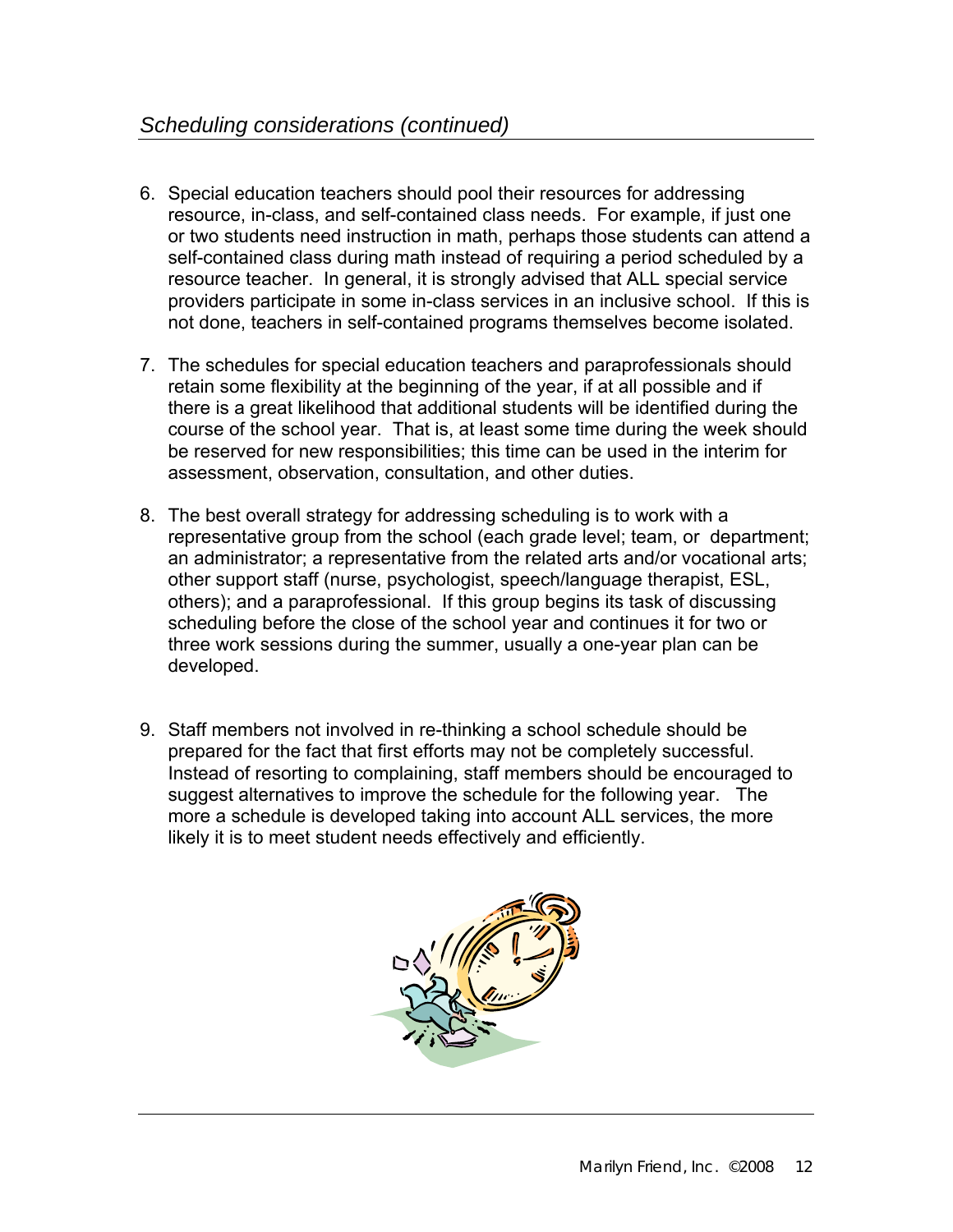## *Scheduling considerations (continued)*

6. Special education teachers should pool their resources for addressing resource, in-class, and self-contained class needs. For example, if just one or two students need instruction in math, perhaps those students can attend a self-contained class during math instead of requiring a period scheduled by a resource teacher. In general, it is strongly advised that ALL special service providers participate in some in-class services in an inclusive school. If this is not done, teachers in self-contained programs themselves become isolated.

7. The schedules for special education teachers and paraprofessionals should retain some flexibility at the beginning of the year, if at all possible and if there is a great likelihood that additional students will be identified during the course of the school year. That is, at least some time during the week should be reserved for new responsibilities; this time can be used in the interim for assessment, observation, consultation, and other duties.

8. The best overall strategy for addressing scheduling is to work with a representative group from the school (each grade level; team, or department; an administrator; a representative from the related arts and/or vocational arts; other support staff (nurse, psychologist, speech/language therapist, ESL, others); and a paraprofessional. If this group begins its task of discussing scheduling before the close of the school year and continues it for two or three work sessions during the summer, usually a one-year plan can be developed.

9. Staff members not involved in re-thinking a school schedule should be prepared for the fact that first efforts may not be completely successful. Instead of resorting to complaining, staff members should be encouraged to suggest alternatives to improve the schedule for the following year. The more a schedule is developed taking into account ALL services, the more likely it is to meet student needs effectively and efficiently.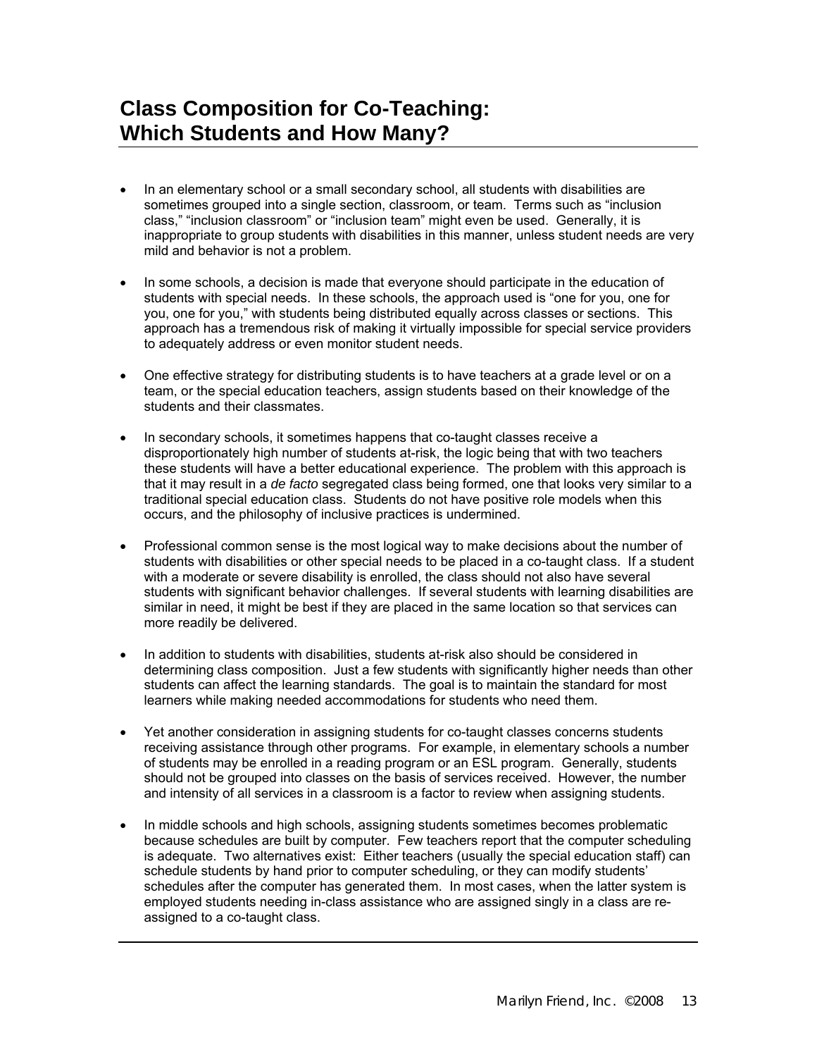# Class Composition for Co-Teaching: Which Students and How Many?

- In an elementary school or a small secondary school, all students with disabilities are sometimes grouped into a single section, classroom, or team. Terms such as "inclusion class," "inclusion classroom" or "inclusion team" might even be used. Generally, it is inappropriate to group students with disabilities in this manner, unless student needs are very mild and behavior is not a problem.

- In some schools, a decision is made that everyone should participate in the education of students with special needs. In these schools, the approach used is "one for you, one for you, one for you," with students being distributed equally across classes or sections. This approach has a tremendous risk of making it virtually impossible for special service providers to adequately address or even monitor student needs.

- One effective strategy for distributing students is to have teachers at a grade level or on a team, or the special education teachers, assign students based on their knowledge of the students and their classmates.

- In secondary schools, it sometimes happens that co-taught classes receive a disproportionately high number of students at-risk, the logic being that with two teachers these students will have a better educational experience. The problem with this approach is that it may result in a *de facto* segregated class being formed, one that looks very similar to a traditional special education class. Students do not have positive role models when this occurs, and the philosophy of inclusive practices is undermined.

- Professional common sense is the most logical way to make decisions about the number of students with disabilities or other special needs to be placed in a co-taught class. If a student with a moderate or severe disability is enrolled, the class should not also have several students with significant behavior challenges. If several students with learning disabilities are similar in need, it might be best if they are placed in the same location so that services can more readily be delivered.

- In addition to students with disabilities, students at-risk also should be considered in determining class composition. Just a few students with significantly higher needs than other students can affect the learning standards. The goal is to maintain the standard for most learners while making needed accommodations for students who need them.

- Yet another consideration in assigning students for co-taught classes concerns students receiving assistance through other programs. For example, in elementary schools a number of students may be enrolled in a reading program or an ESL program. Generally, students should not be grouped into classes on the basis of services received. However, the number and intensity of all services in a classroom is a factor to review when assigning students.

- In middle schools and high schools, assigning students sometimes becomes problematic because schedules are built by computer. Few teachers report that the computer scheduling is adequate. Two alternatives exist: Either teachers (usually the special education staff) can schedule students by hand prior to computer scheduling, or they can modify students' schedules after the computer has generated them. In most cases, when the latter system is employed students needing in-class assistance who are assigned singly in a class are re-assigned to a co-taught class.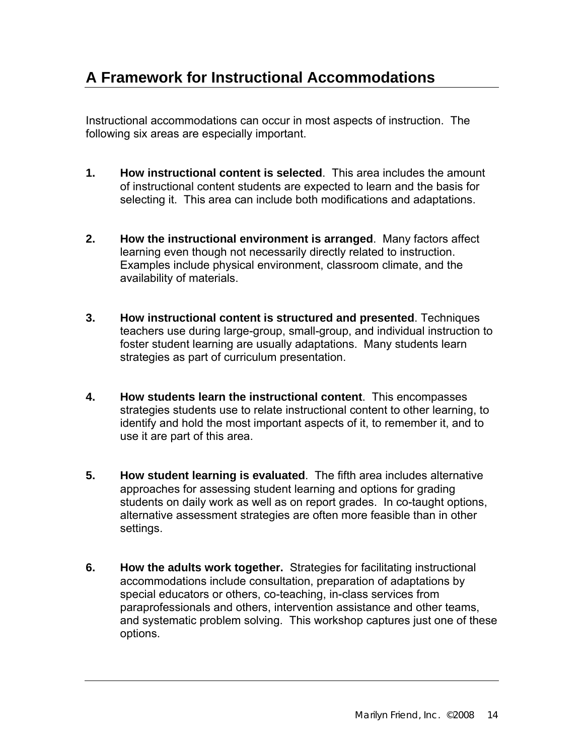# A Framework for Instructional Accommodations

Instructional accommodations can occur in most aspects of instruction. The following six areas are especially important.

1. **How instructional content is selected**. This area includes the amount of instructional content students are expected to learn and the basis for selecting it. This area can include both modifications and adaptations.

2. **How the instructional environment is arranged**. Many factors affect learning even though not necessarily directly related to instruction. Examples include physical environment, classroom climate, and the availability of materials.

3. **How instructional content is structured and presented**. Techniques teachers use during large-group, small-group, and individual instruction to foster student learning are usually adaptations. Many students learn strategies as part of curriculum presentation.

4. **How students learn the instructional content**. This encompasses strategies students use to relate instructional content to other learning, to identify and hold the most important aspects of it, to remember it, and to use it are part of this area.

5. **How student learning is evaluated**. The fifth area includes alternative approaches for assessing student learning and options for grading students on daily work as well as on report grades. In co-taught options, alternative assessment strategies are often more feasible than in other settings.

6. **How the adults work together.** Strategies for facilitating instructional accommodations include consultation, preparation of adaptations by special educators or others, co-teaching, in-class services from paraprofessionals and others, intervention assistance and other teams, and systematic problem solving. This workshop captures just one of these options.

Marilyn Friend, Inc. ©2008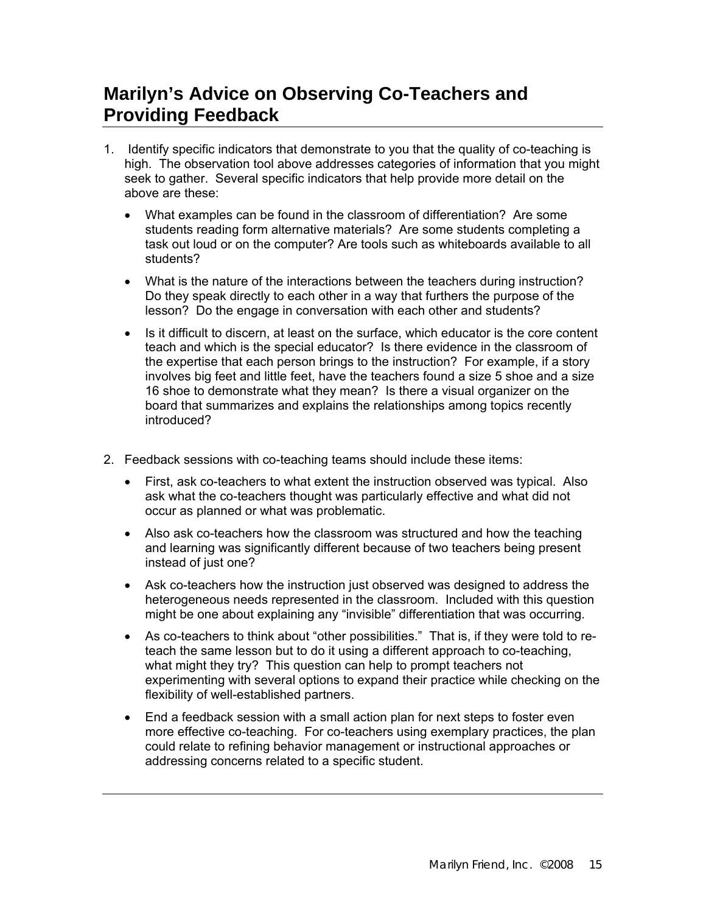## Marilyn's Advice on Observing Co-Teachers and Providing Feedback

1. Identify specific indicators that demonstrate to you that the quality of co-teaching is high. The observation tool above addresses categories of information that you might seek to gather. Several specific indicators that help provide more detail on the above are these:

   - What examples can be found in the classroom of differentiation? Are some students reading form alternative materials? Are some students completing a task out loud or on the computer? Are tools such as whiteboards available to all students?
   - What is the nature of the interactions between the teachers during instruction? Do they speak directly to each other in a way that furthers the purpose of the lesson? Do the engage in conversation with each other and students?
   - Is it difficult to discern, at least on the surface, which educator is the core content teach and which is the special educator? Is there evidence in the classroom of the expertise that each person brings to the instruction? For example, if a story involves big feet and little feet, have the teachers found a size 5 shoe and a size 16 shoe to demonstrate what they mean? Is there a visual organizer on the board that summarizes and explains the relationships among topics recently introduced?

2. Feedback sessions with co-teaching teams should include these items:

   - First, ask co-teachers to what extent the instruction observed was typical. Also ask what the co-teachers thought was particularly effective and what did not occur as planned or what was problematic.
   - Also ask co-teachers how the classroom was structured and how the teaching and learning was significantly different because of two teachers being present instead of just one?
   - Ask co-teachers how the instruction just observed was designed to address the heterogeneous needs represented in the classroom. Included with this question might be one about explaining any "invisible" differentiation that was occurring.
   - As co-teachers to think about "other possibilities." That is, if they were told to re-teach the same lesson but to do it using a different approach to co-teaching, what might they try? This question can help to prompt teachers not experimenting with several options to expand their practice while checking on the flexibility of well-established partners.
   - End a feedback session with a small action plan for next steps to foster even more effective co-teaching. For co-teachers using exemplary practices, the plan could relate to refining behavior management or instructional approaches or addressing concerns related to a specific student.

---

Marilyn Friend, Inc. ©2008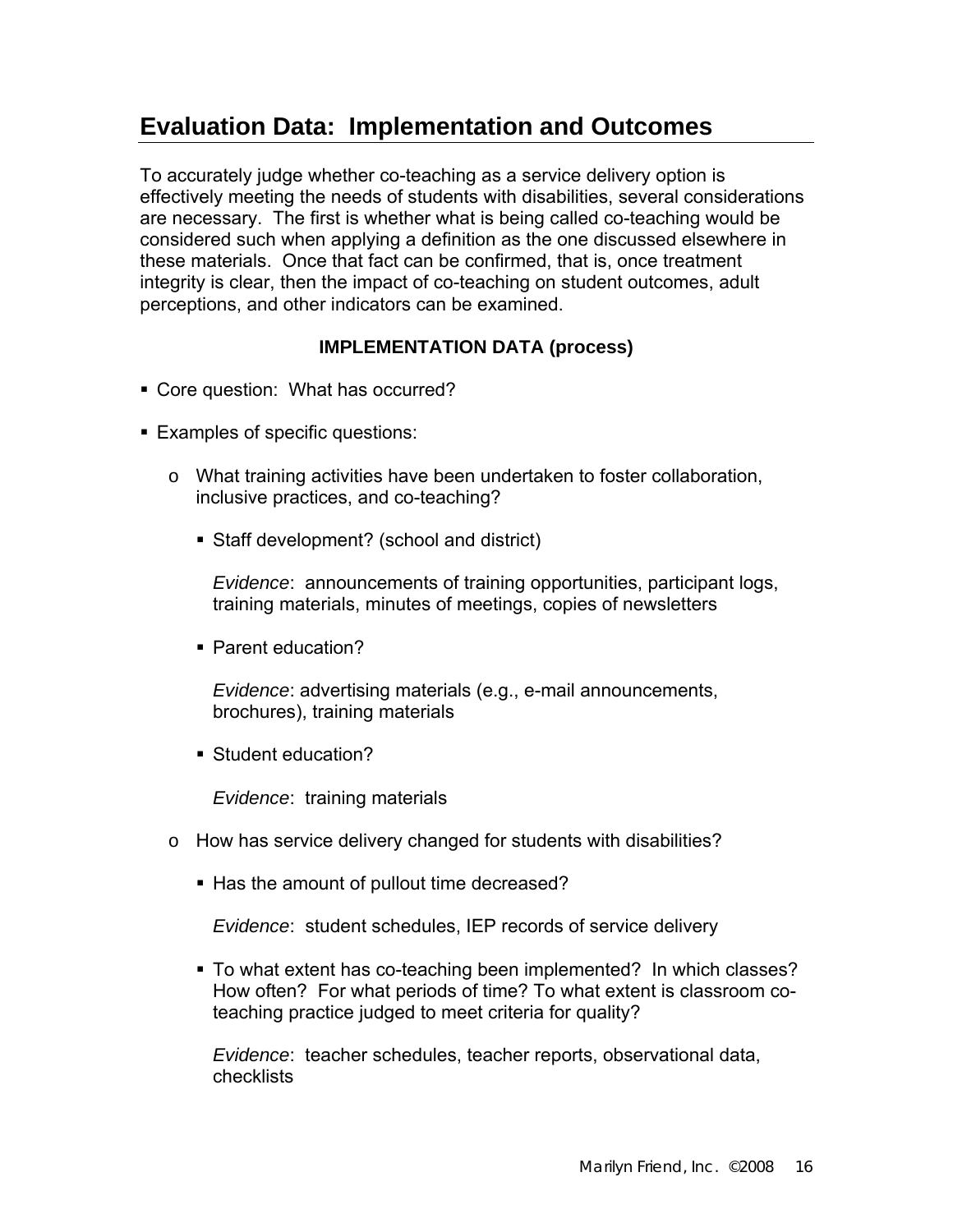## Evaluation Data: Implementation and Outcomes

To accurately judge whether co-teaching as a service delivery option is effectively meeting the needs of students with disabilities, several considerations are necessary. The first is whether what is being called co-teaching would be considered such when applying a definition as the one discussed elsewhere in these materials. Once that fact can be confirmed, that is, once treatment integrity is clear, then the impact of co-teaching on student outcomes, adult perceptions, and other indicators can be examined.

**IMPLEMENTATION DATA (process)**

- Core question: What has occurred?
- Examples of specific questions:
    - What training activities have been undertaken to foster collaboration, inclusive practices, and co-teaching?
        - Staff development? (school and district)

          *Evidence*: announcements of training opportunities, participant logs, training materials, minutes of meetings, copies of newsletters

        - Parent education?

          *Evidence*: advertising materials (e.g., e-mail announcements, brochures), training materials

        - Student education?

          *Evidence*: training materials

    - How has service delivery changed for students with disabilities?
        - Has the amount of pullout time decreased?

          *Evidence*: student schedules, IEP records of service delivery

        - To what extent has co-teaching been implemented? In which classes? How often? For what periods of time? To what extent is classroom co-teaching practice judged to meet criteria for quality?

          *Evidence*: teacher schedules, teacher reports, observational data, checklists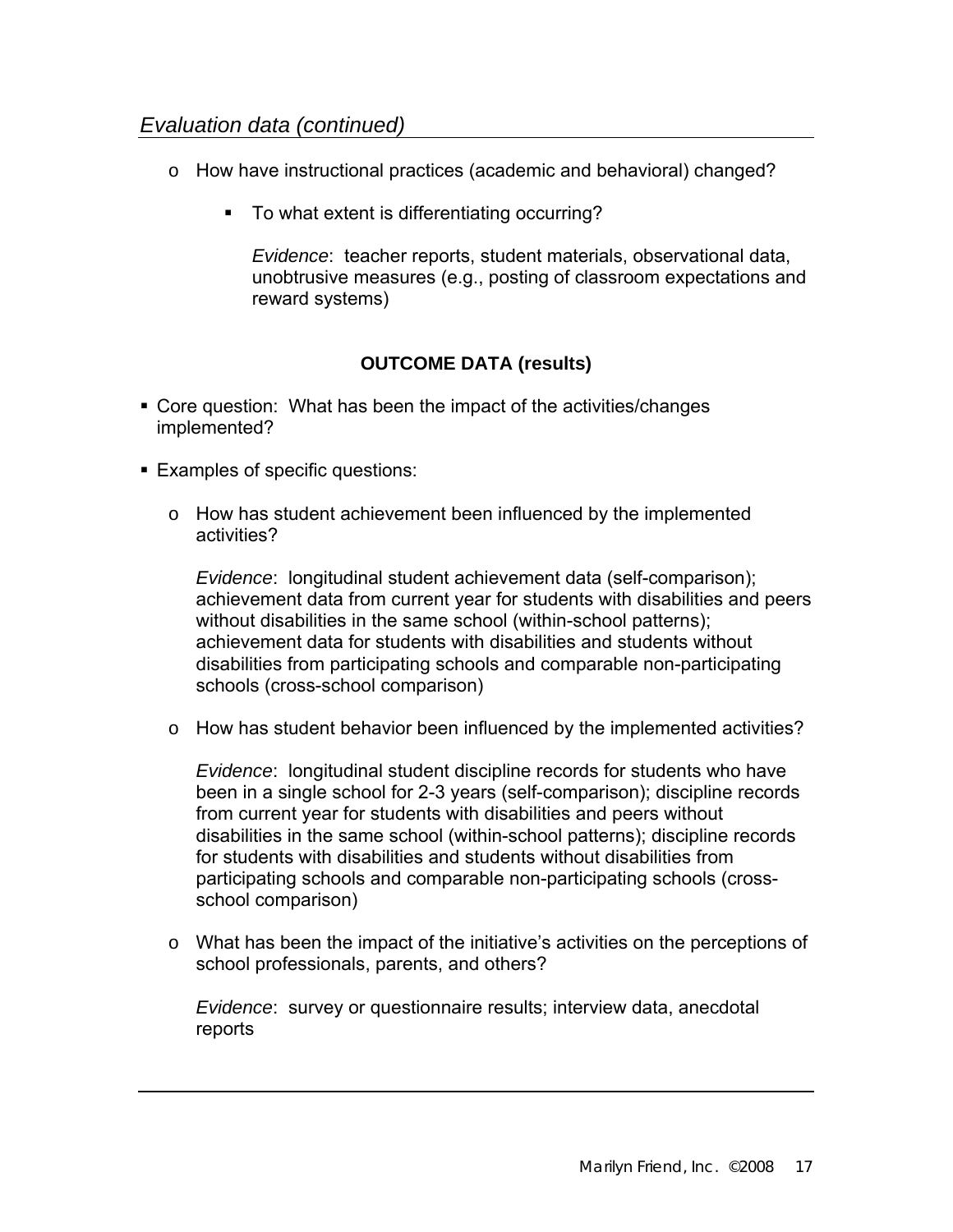*Evaluation data (continued)*

- How have instructional practices (academic and behavioral) changed?
  - To what extent is differentiating occurring?

    *Evidence*: teacher reports, student materials, observational data, unobtrusive measures (e.g., posting of classroom expectations and reward systems)

**OUTCOME DATA (results)**

- Core question: What has been the impact of the activities/changes implemented?
- Examples of specific questions:
  - How has student achievement been influenced by the implemented activities?

    *Evidence*: longitudinal student achievement data (self-comparison); achievement data from current year for students with disabilities and peers without disabilities in the same school (within-school patterns); achievement data for students with disabilities and students without disabilities from participating schools and comparable non-participating schools (cross-school comparison)

  - How has student behavior been influenced by the implemented activities?

    *Evidence*: longitudinal student discipline records for students who have been in a single school for 2-3 years (self-comparison); discipline records from current year for students with disabilities and peers without disabilities in the same school (within-school patterns); discipline records for students with disabilities and students without disabilities from participating schools and comparable non-participating schools (cross-school comparison)

  - What has been the impact of the initiative's activities on the perceptions of school professionals, parents, and others?

    *Evidence*: survey or questionnaire results; interview data, anecdotal reports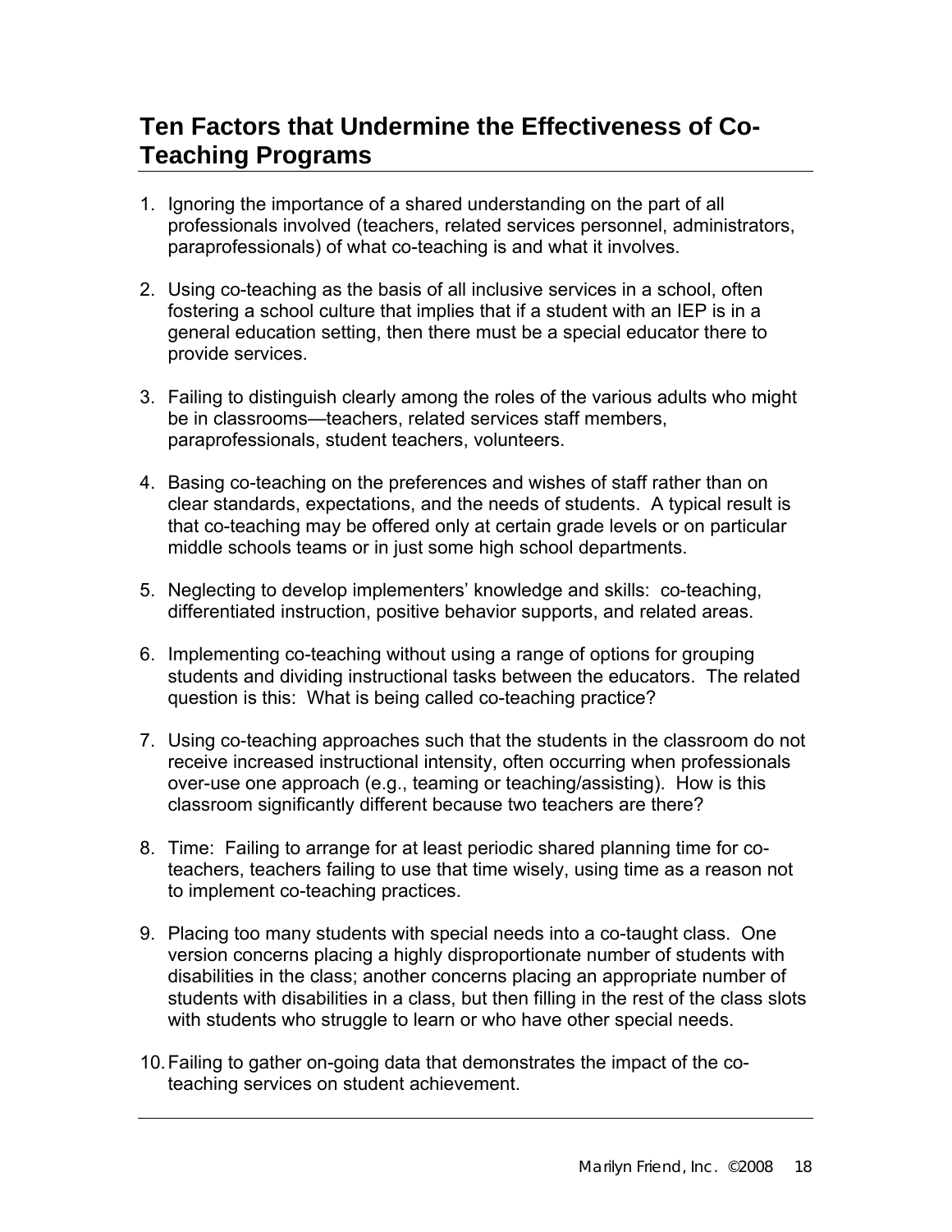## Ten Factors that Undermine the Effectiveness of Co-Teaching Programs

1. Ignoring the importance of a shared understanding on the part of all professionals involved (teachers, related services personnel, administrators, paraprofessionals) of what co-teaching is and what it involves.

2. Using co-teaching as the basis of all inclusive services in a school, often fostering a school culture that implies that if a student with an IEP is in a general education setting, then there must be a special educator there to provide services.

3. Failing to distinguish clearly among the roles of the various adults who might be in classrooms—teachers, related services staff members, paraprofessionals, student teachers, volunteers.

4. Basing co-teaching on the preferences and wishes of staff rather than on clear standards, expectations, and the needs of students. A typical result is that co-teaching may be offered only at certain grade levels or on particular middle schools teams or in just some high school departments.

5. Neglecting to develop implementers' knowledge and skills: co-teaching, differentiated instruction, positive behavior supports, and related areas.

6. Implementing co-teaching without using a range of options for grouping students and dividing instructional tasks between the educators. The related question is this: What is being called co-teaching practice?

7. Using co-teaching approaches such that the students in the classroom do not receive increased instructional intensity, often occurring when professionals over-use one approach (e.g., teaming or teaching/assisting). How is this classroom significantly different because two teachers are there?

8. Time: Failing to arrange for at least periodic shared planning time for co-teachers, teachers failing to use that time wisely, using time as a reason not to implement co-teaching practices.

9. Placing too many students with special needs into a co-taught class. One version concerns placing a highly disproportionate number of students with disabilities in the class; another concerns placing an appropriate number of students with disabilities in a class, but then filling in the rest of the class slots with students who struggle to learn or who have other special needs.

10. Failing to gather on-going data that demonstrates the impact of the co-teaching services on student achievement.

Marilyn Friend, Inc. ©2008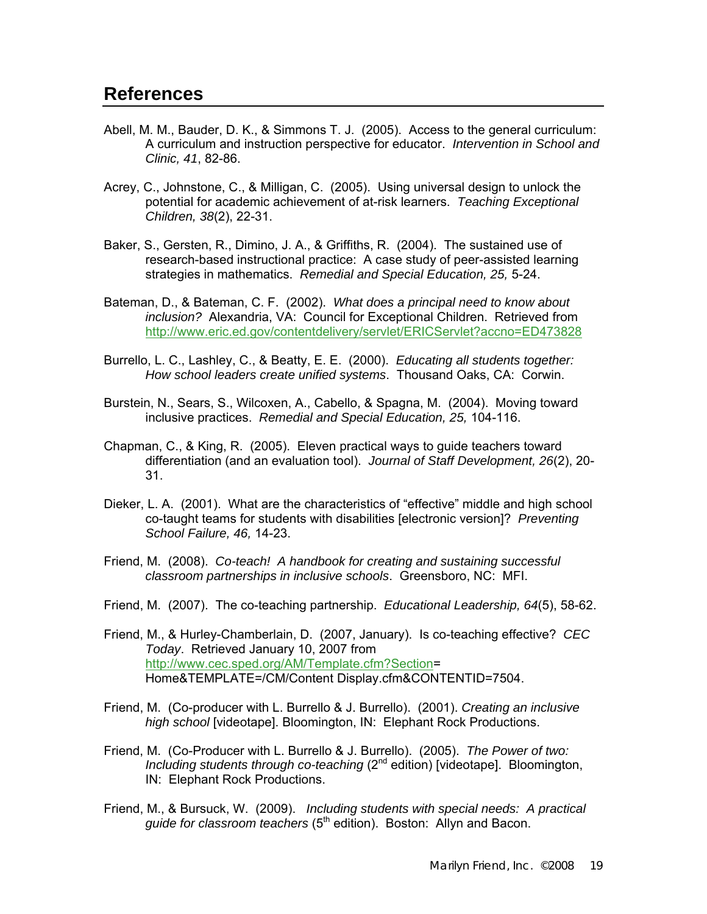## References

Abell, M. M., Bauder, D. K., & Simmons T. J. (2005). Access to the general curriculum: A curriculum and instruction perspective for educator. *Intervention in School and Clinic, 41*, 82-86.

Acrey, C., Johnstone, C., & Milligan, C. (2005). Using universal design to unlock the potential for academic achievement of at-risk learners. *Teaching Exceptional Children, 38*(2), 22-31.

Baker, S., Gersten, R., Dimino, J. A., & Griffiths, R. (2004). The sustained use of research-based instructional practice: A case study of peer-assisted learning strategies in mathematics. *Remedial and Special Education, 25,* 5-24.

Bateman, D., & Bateman, C. F. (2002). *What does a principal need to know about inclusion?* Alexandria, VA: Council for Exceptional Children. Retrieved from http://www.eric.ed.gov/contentdelivery/servlet/ERICServlet?accno=ED473828

Burrello, L. C., Lashley, C., & Beatty, E. E. (2000). *Educating all students together: How school leaders create unified systems*. Thousand Oaks, CA: Corwin.

Burstein, N., Sears, S., Wilcoxen, A., Cabello, & Spagna, M. (2004). Moving toward inclusive practices. *Remedial and Special Education, 25,* 104-116.

Chapman, C., & King, R. (2005). Eleven practical ways to guide teachers toward differentiation (and an evaluation tool). *Journal of Staff Development, 26*(2), 20-31.

Dieker, L. A. (2001). What are the characteristics of "effective" middle and high school co-taught teams for students with disabilities [electronic version]? *Preventing School Failure, 46,* 14-23.

Friend, M. (2008). *Co-teach! A handbook for creating and sustaining successful classroom partnerships in inclusive schools*. Greensboro, NC: MFI.

Friend, M. (2007). The co-teaching partnership. *Educational Leadership, 64*(5), 58-62.

Friend, M., & Hurley-Chamberlain, D. (2007, January). Is co-teaching effective? *CEC Today*. Retrieved January 10, 2007 from http://www.cec.sped.org/AM/Template.cfm?Section= Home&TEMPLATE=/CM/Content Display.cfm&CONTENTID=7504.

Friend, M. (Co-producer with L. Burrello & J. Burrello). (2001). *Creating an inclusive high school* [videotape]. Bloomington, IN: Elephant Rock Productions.

Friend, M. (Co-Producer with L. Burrello & J. Burrello). (2005). *The Power of two: Including students through co-teaching* (2nd edition) [videotape]. Bloomington, IN: Elephant Rock Productions.

Friend, M., & Bursuck, W. (2009). *Including students with special needs: A practical guide for classroom teachers* (5th edition). Boston: Allyn and Bacon.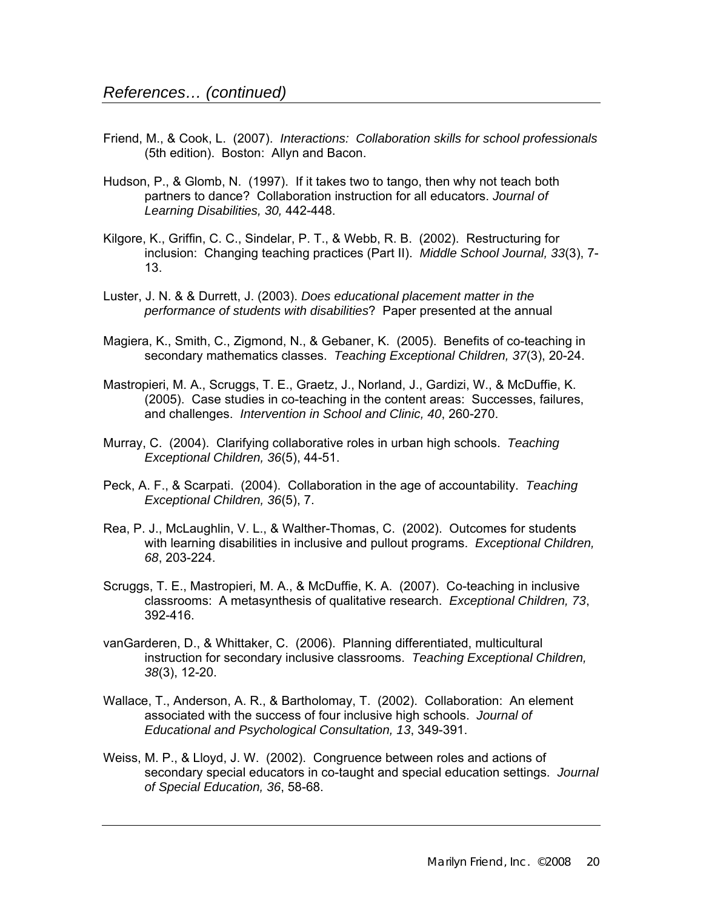## *References… (continued)*

Friend, M., & Cook, L. (2007). *Interactions: Collaboration skills for school professionals* (5th edition). Boston: Allyn and Bacon.

Hudson, P., & Glomb, N. (1997). If it takes two to tango, then why not teach both partners to dance? Collaboration instruction for all educators. *Journal of Learning Disabilities, 30,* 442-448.

Kilgore, K., Griffin, C. C., Sindelar, P. T., & Webb, R. B. (2002). Restructuring for inclusion: Changing teaching practices (Part II). *Middle School Journal, 33*(3), 7-13.

Luster, J. N. & & Durrett, J. (2003). *Does educational placement matter in the performance of students with disabilities*? Paper presented at the annual

Magiera, K., Smith, C., Zigmond, N., & Gebaner, K. (2005). Benefits of co-teaching in secondary mathematics classes. *Teaching Exceptional Children, 37*(3), 20-24.

Mastropieri, M. A., Scruggs, T. E., Graetz, J., Norland, J., Gardizi, W., & McDuffie, K. (2005). Case studies in co-teaching in the content areas: Successes, failures, and challenges. *Intervention in School and Clinic, 40*, 260-270.

Murray, C. (2004). Clarifying collaborative roles in urban high schools. *Teaching Exceptional Children, 36*(5), 44-51.

Peck, A. F., & Scarpati. (2004). Collaboration in the age of accountability. *Teaching Exceptional Children, 36*(5), 7.

Rea, P. J., McLaughlin, V. L., & Walther-Thomas, C. (2002). Outcomes for students with learning disabilities in inclusive and pullout programs. *Exceptional Children, 68*, 203-224.

Scruggs, T. E., Mastropieri, M. A., & McDuffie, K. A. (2007). Co-teaching in inclusive classrooms: A metasynthesis of qualitative research. *Exceptional Children, 73*, 392-416.

vanGarderen, D., & Whittaker, C. (2006). Planning differentiated, multicultural instruction for secondary inclusive classrooms. *Teaching Exceptional Children, 38*(3), 12-20.

Wallace, T., Anderson, A. R., & Bartholomay, T. (2002). Collaboration: An element associated with the success of four inclusive high schools. *Journal of Educational and Psychological Consultation, 13*, 349-391.

Weiss, M. P., & Lloyd, J. W. (2002). Congruence between roles and actions of secondary special educators in co-taught and special education settings. *Journal of Special Education, 36*, 58-68.